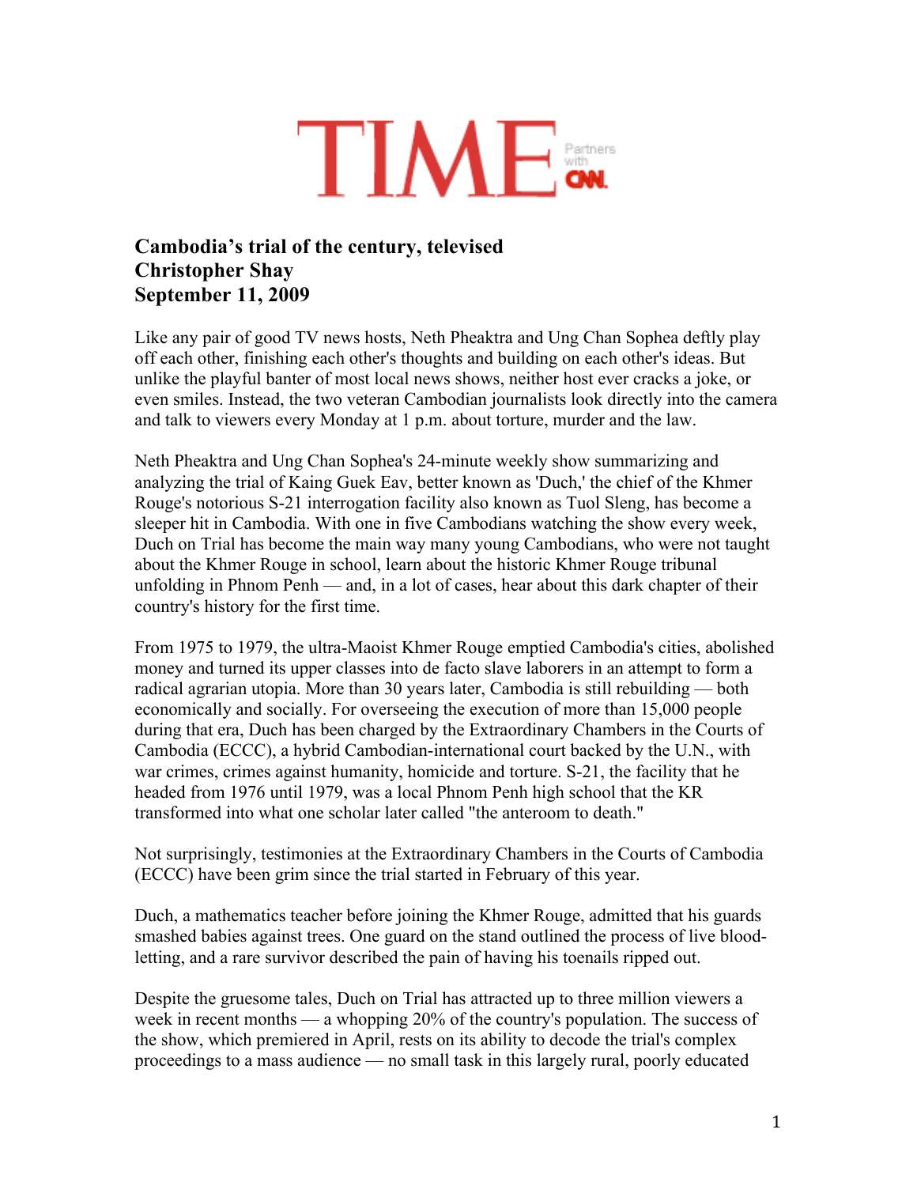# TIME

Partners with CNN

**Cambodia's trial of the century, televised**
**Christopher Shay**
**September 11, 2009**

Like any pair of good TV news hosts, Neth Pheaktra and Ung Chan Sophea deftly play off each other, finishing each other's thoughts and building on each other's ideas. But unlike the playful banter of most local news shows, neither host ever cracks a joke, or even smiles. Instead, the two veteran Cambodian journalists look directly into the camera and talk to viewers every Monday at 1 p.m. about torture, murder and the law.

Neth Pheaktra and Ung Chan Sophea's 24-minute weekly show summarizing and analyzing the trial of Kaing Guek Eav, better known as 'Duch,' the chief of the Khmer Rouge's notorious S-21 interrogation facility also known as Tuol Sleng, has become a sleeper hit in Cambodia. With one in five Cambodians watching the show every week, Duch on Trial has become the main way many young Cambodians, who were not taught about the Khmer Rouge in school, learn about the historic Khmer Rouge tribunal unfolding in Phnom Penh — and, in a lot of cases, hear about this dark chapter of their country's history for the first time.

From 1975 to 1979, the ultra-Maoist Khmer Rouge emptied Cambodia's cities, abolished money and turned its upper classes into de facto slave laborers in an attempt to form a radical agrarian utopia. More than 30 years later, Cambodia is still rebuilding — both economically and socially. For overseeing the execution of more than 15,000 people during that era, Duch has been charged by the Extraordinary Chambers in the Courts of Cambodia (ECCC), a hybrid Cambodian-international court backed by the U.N., with war crimes, crimes against humanity, homicide and torture. S-21, the facility that he headed from 1976 until 1979, was a local Phnom Penh high school that the KR transformed into what one scholar later called "the anteroom to death."

Not surprisingly, testimonies at the Extraordinary Chambers in the Courts of Cambodia (ECCC) have been grim since the trial started in February of this year.

Duch, a mathematics teacher before joining the Khmer Rouge, admitted that his guards smashed babies against trees. One guard on the stand outlined the process of live blood-letting, and a rare survivor described the pain of having his toenails ripped out.

Despite the gruesome tales, Duch on Trial has attracted up to three million viewers a week in recent months — a whopping 20% of the country's population. The success of the show, which premiered in April, rests on its ability to decode the trial's complex proceedings to a mass audience — no small task in this largely rural, poorly educated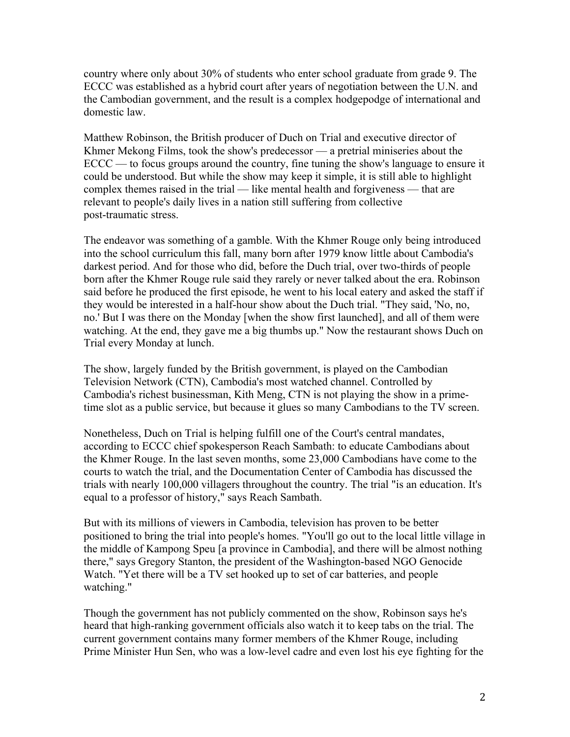country where only about 30% of students who enter school graduate from grade 9. The ECCC was established as a hybrid court after years of negotiation between the U.N. and the Cambodian government, and the result is a complex hodgepodge of international and domestic law.

Matthew Robinson, the British producer of Duch on Trial and executive director of Khmer Mekong Films, took the show's predecessor — a pretrial miniseries about the ECCC — to focus groups around the country, fine tuning the show's language to ensure it could be understood. But while the show may keep it simple, it is still able to highlight complex themes raised in the trial — like mental health and forgiveness — that are relevant to people's daily lives in a nation still suffering from collective post-traumatic stress.

The endeavor was something of a gamble. With the Khmer Rouge only being introduced into the school curriculum this fall, many born after 1979 know little about Cambodia's darkest period. And for those who did, before the Duch trial, over two-thirds of people born after the Khmer Rouge rule said they rarely or never talked about the era. Robinson said before he produced the first episode, he went to his local eatery and asked the staff if they would be interested in a half-hour show about the Duch trial. "They said, 'No, no, no.' But I was there on the Monday [when the show first launched], and all of them were watching. At the end, they gave me a big thumbs up." Now the restaurant shows Duch on Trial every Monday at lunch.

The show, largely funded by the British government, is played on the Cambodian Television Network (CTN), Cambodia's most watched channel. Controlled by Cambodia's richest businessman, Kith Meng, CTN is not playing the show in a prime-time slot as a public service, but because it glues so many Cambodians to the TV screen.

Nonetheless, Duch on Trial is helping fulfill one of the Court's central mandates, according to ECCC chief spokesperson Reach Sambath: to educate Cambodians about the Khmer Rouge. In the last seven months, some 23,000 Cambodians have come to the courts to watch the trial, and the Documentation Center of Cambodia has discussed the trials with nearly 100,000 villagers throughout the country. The trial "is an education. It's equal to a professor of history," says Reach Sambath.

But with its millions of viewers in Cambodia, television has proven to be better positioned to bring the trial into people's homes. "You'll go out to the local little village in the middle of Kampong Speu [a province in Cambodia], and there will be almost nothing there," says Gregory Stanton, the president of the Washington-based NGO Genocide Watch. "Yet there will be a TV set hooked up to set of car batteries, and people watching."

Though the government has not publicly commented on the show, Robinson says he's heard that high-ranking government officials also watch it to keep tabs on the trial. The current government contains many former members of the Khmer Rouge, including Prime Minister Hun Sen, who was a low-level cadre and even lost his eye fighting for the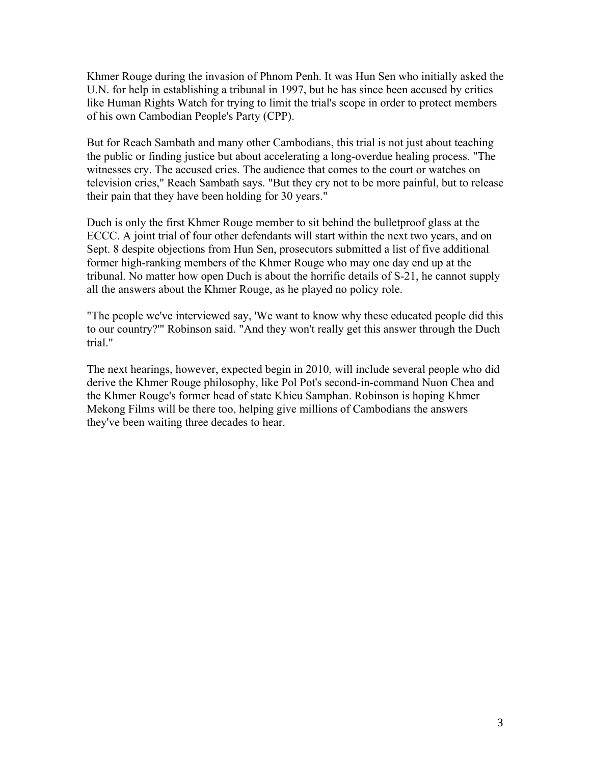Khmer Rouge during the invasion of Phnom Penh. It was Hun Sen who initially asked the U.N. for help in establishing a tribunal in 1997, but he has since been accused by critics like Human Rights Watch for trying to limit the trial's scope in order to protect members of his own Cambodian People's Party (CPP).

But for Reach Sambath and many other Cambodians, this trial is not just about teaching the public or finding justice but about accelerating a long-overdue healing process. "The witnesses cry. The accused cries. The audience that comes to the court or watches on television cries," Reach Sambath says. "But they cry not to be more painful, but to release their pain that they have been holding for 30 years."

Duch is only the first Khmer Rouge member to sit behind the bulletproof glass at the ECCC. A joint trial of four other defendants will start within the next two years, and on Sept. 8 despite objections from Hun Sen, prosecutors submitted a list of five additional former high-ranking members of the Khmer Rouge who may one day end up at the tribunal. No matter how open Duch is about the horrific details of S-21, he cannot supply all the answers about the Khmer Rouge, as he played no policy role.

"The people we've interviewed say, 'We want to know why these educated people did this to our country?'" Robinson said. "And they won't really get this answer through the Duch trial."

The next hearings, however, expected begin in 2010, will include several people who did derive the Khmer Rouge philosophy, like Pol Pot's second-in-command Nuon Chea and the Khmer Rouge's former head of state Khieu Samphan. Robinson is hoping Khmer Mekong Films will be there too, helping give millions of Cambodians the answers they've been waiting three decades to hear.